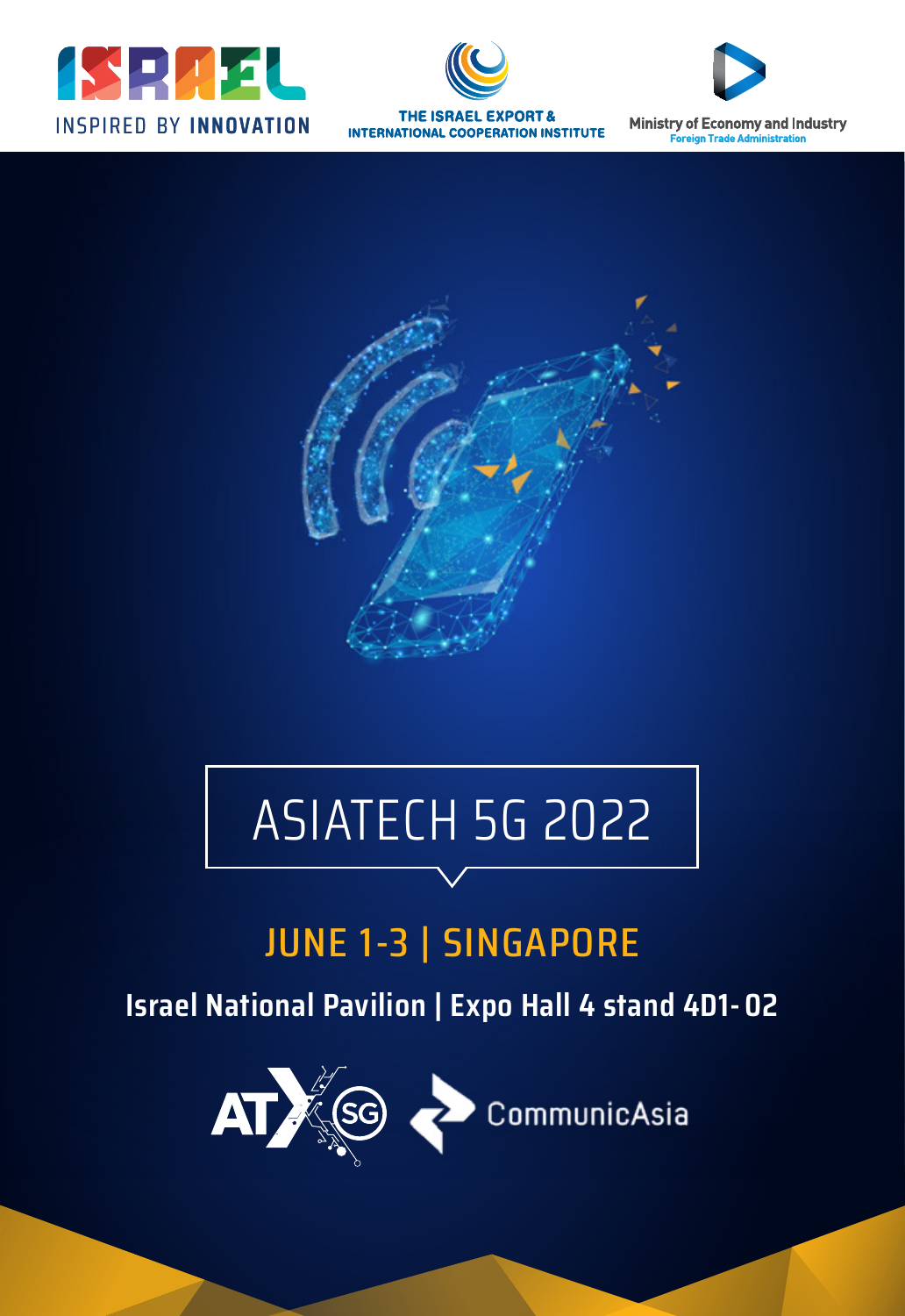ISRAEL INSPIRED BY INNOVATION

THE ISRAEL EXPORT & INTERNATIONAL COOPERATION INSTITUTE

Ministry of Economy and Industry
Foreign Trade Administration

# ASIATECH 5G 2022

## JUNE 1-3 | SINGAPORE

**Israel National Pavilion | Expo Hall 4 stand 4D1- 02**

ATX SG

CommunicAsia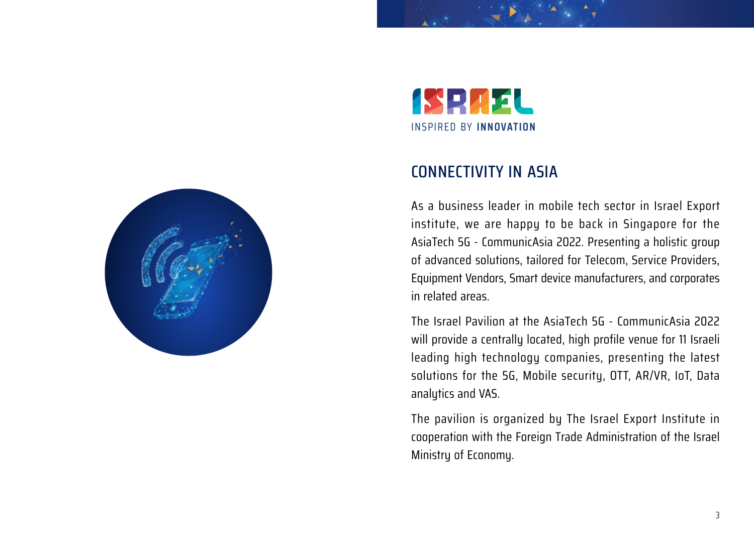ISRAEL

INSPIRED BY **INNOVATION**

## CONNECTIVITY IN ASIA

As a business leader in mobile tech sector in Israel Export institute, we are happy to be back in Singapore for the AsiaTech 5G - CommunicAsia 2022. Presenting a holistic group of advanced solutions, tailored for Telecom, Service Providers, Equipment Vendors, Smart device manufacturers, and corporates in related areas.

The Israel Pavilion at the AsiaTech 5G - CommunicAsia 2022 will provide a centrally located, high profile venue for 11 Israeli leading high technology companies, presenting the latest solutions for the 5G, Mobile security, OTT, AR/VR, IoT, Data analytics and VAS.

The pavilion is organized by The Israel Export Institute in cooperation with the Foreign Trade Administration of the Israel Ministry of Economy.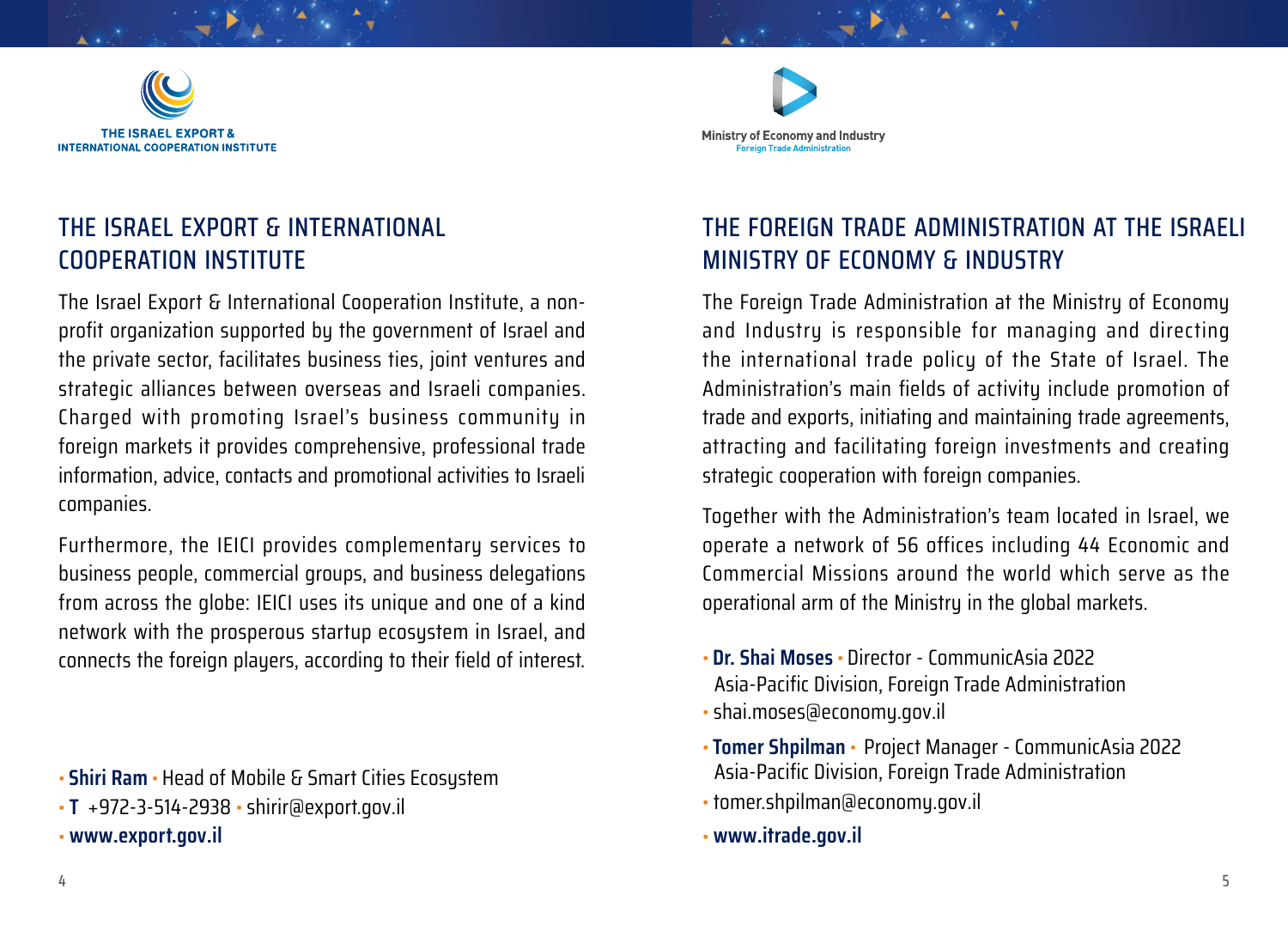THE ISRAEL EXPORT & INTERNATIONAL COOPERATION INSTITUTE

## THE ISRAEL EXPORT & INTERNATIONAL COOPERATION INSTITUTE

The Israel Export & International Cooperation Institute, a non-profit organization supported by the government of Israel and the private sector, facilitates business ties, joint ventures and strategic alliances between overseas and Israeli companies. Charged with promoting Israel's business community in foreign markets it provides comprehensive, professional trade information, advice, contacts and promotional activities to Israeli companies.

Furthermore, the IEICI provides complementary services to business people, commercial groups, and business delegations from across the globe: IEICI uses its unique and one of a kind network with the prosperous startup ecosystem in Israel, and connects the foreign players, according to their field of interest.

- **Shiri Ram** • Head of Mobile & Smart Cities Ecosystem
- **T** +972-3-514-2938 • shirir@export.gov.il
- **www.export.gov.il**

Ministry of Economy and Industry
Foreign Trade Administration

## THE FOREIGN TRADE ADMINISTRATION AT THE ISRAELI MINISTRY OF ECONOMY & INDUSTRY

The Foreign Trade Administration at the Ministry of Economy and Industry is responsible for managing and directing the international trade policy of the State of Israel. The Administration's main fields of activity include promotion of trade and exports, initiating and maintaining trade agreements, attracting and facilitating foreign investments and creating strategic cooperation with foreign companies.

Together with the Administration's team located in Israel, we operate a network of 56 offices including 44 Economic and Commercial Missions around the world which serve as the operational arm of the Ministry in the global markets.

- **Dr. Shai Moses** • Director - CommunicAsia 2022
  Asia-Pacific Division, Foreign Trade Administration
- shai.moses@economy.gov.il
- **Tomer Shpilman** • Project Manager - CommunicAsia 2022
  Asia-Pacific Division, Foreign Trade Administration
- tomer.shpilman@economy.gov.il
- **www.itrade.gov.il**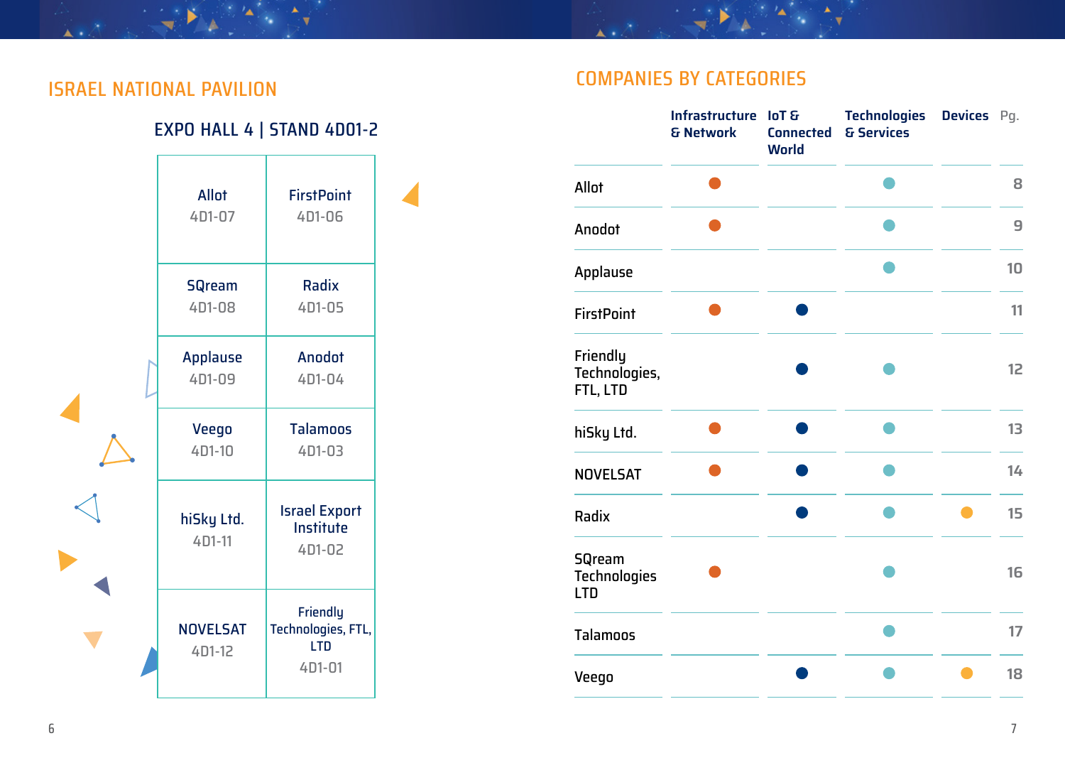## ISRAEL NATIONAL PAVILION

### EXPO HALL 4 | STAND 4D01-2

| | |
|---|---|
| Allot<br>4D1-07 | FirstPoint<br>4D1-06 |
| SQream<br>4D1-08 | Radix<br>4D1-05 |
| Applause<br>4D1-09 | Anodot<br>4D1-04 |
| Veego<br>4D1-10 | Talamoos<br>4D1-03 |
| hiSky Ltd.<br>4D1-11 | Israel Export Institute<br>4D1-02 |
| NOVELSAT<br>4D1-12 | Friendly Technologies, FTL, LTD<br>4D1-01 |

## COMPANIES BY CATEGORIES

| | Infrastructure & Network | IoT & Connected World | Technologies & Services | Devices | Pg. |
|---|---|---|---|---|---|
| Allot | ● | | ● | | 8 |
| Anodot | ● | | ● | | 9 |
| Applause | | | ● | | 10 |
| FirstPoint | ● | ● | | | 11 |
| Friendly Technologies, FTL, LTD | | ● | ● | | 12 |
| hiSky Ltd. | ● | ● | ● | | 13 |
| NOVELSAT | ● | ● | ● | | 14 |
| Radix | | ● | ● | ● | 15 |
| SQream Technologies LTD | ● | | ● | | 16 |
| Talamoos | | | ● | | 17 |
| Veego | | ● | ● | ● | 18 |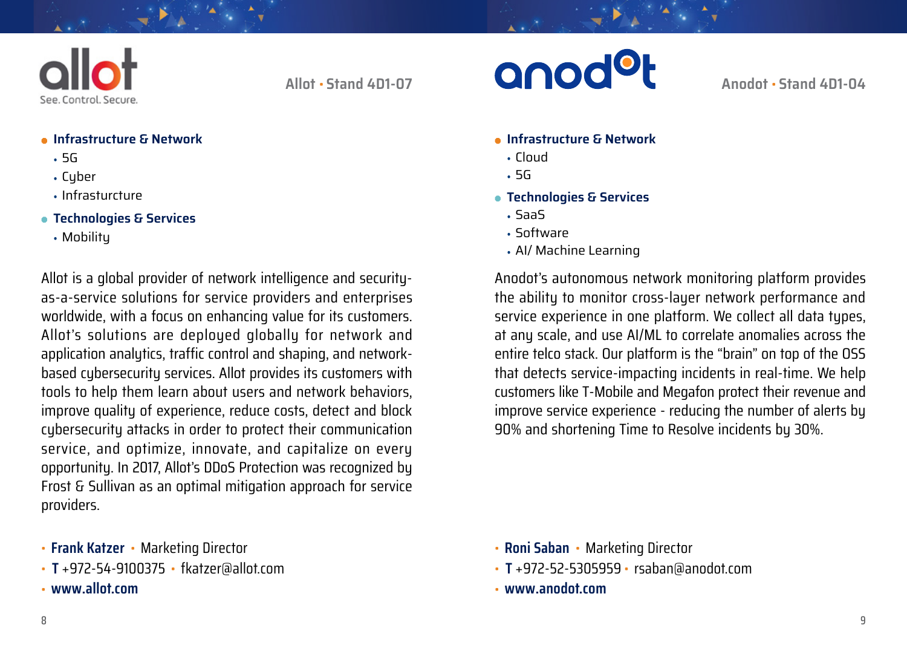## Allot · Stand 4D1-07

allot
See. Control. Secure.

- **Infrastructure & Network**
  - 5G
  - Cyber
  - Infrasturcture
- **Technologies & Services**
  - Mobility

Allot is a global provider of network intelligence and security-as-a-service solutions for service providers and enterprises worldwide, with a focus on enhancing value for its customers. Allot's solutions are deployed globally for network and application analytics, traffic control and shaping, and network-based cybersecurity services. Allot provides its customers with tools to help them learn about users and network behaviors, improve quality of experience, reduce costs, detect and block cybersecurity attacks in order to protect their communication service, and optimize, innovate, and capitalize on every opportunity. In 2017, Allot's DDoS Protection was recognized by Frost & Sullivan as an optimal mitigation approach for service providers.

- **Frank Katzer** · Marketing Director
- **T** +972-54-9100375 · fkatzer@allot.com
- **www.allot.com**

## Anodot · Stand 4D1-04

anodot

- **Infrastructure & Network**
  - Cloud
  - 5G
- **Technologies & Services**
  - SaaS
  - Software
  - AI/ Machine Learning

Anodot's autonomous network monitoring platform provides the ability to monitor cross-layer network performance and service experience in one platform. We collect all data types, at any scale, and use AI/ML to correlate anomalies across the entire telco stack. Our platform is the "brain" on top of the OSS that detects service-impacting incidents in real-time. We help customers like T-Mobile and Megafon protect their revenue and improve service experience - reducing the number of alerts by 90% and shortening Time to Resolve incidents by 30%.

- **Roni Saban** · Marketing Director
- **T** +972-52-5305959 · rsaban@anodot.com
- **www.anodot.com**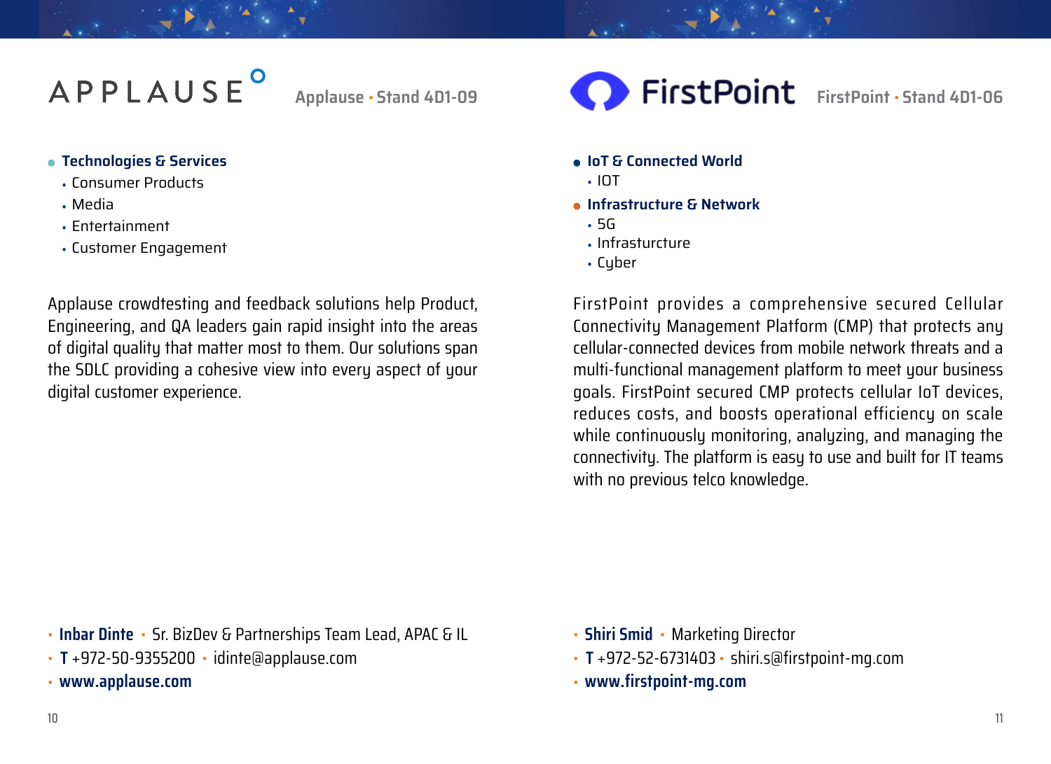## APPLAUSE

Applause · Stand 4D1-09

- **Technologies & Services**
  - Consumer Products
  - Media
  - Entertainment
  - Customer Engagement

Applause crowdtesting and feedback solutions help Product, Engineering, and QA leaders gain rapid insight into the areas of digital quality that matter most to them. Our solutions span the SDLC providing a cohesive view into every aspect of your digital customer experience.

- **Inbar Dinte** · Sr. BizDev & Partnerships Team Lead, APAC & IL
- **T** +972-50-9355200 · idinte@applause.com
- **www.applause.com**

## FirstPoint

FirstPoint · Stand 4D1-06

- **IoT & Connected World**
  - IOT
- **Infrastructure & Network**
  - 5G
  - Infrasturcture
  - Cyber

FirstPoint provides a comprehensive secured Cellular Connectivity Management Platform (CMP) that protects any cellular-connected devices from mobile network threats and a multi-functional management platform to meet your business goals. FirstPoint secured CMP protects cellular IoT devices, reduces costs, and boosts operational efficiency on scale while continuously monitoring, analyzing, and managing the connectivity. The platform is easy to use and built for IT teams with no previous telco knowledge.

- **Shiri Smid** · Marketing Director
- **T** +972-52-6731403 · shiri.s@firstpoint-mg.com
- **www.firstpoint-mg.com**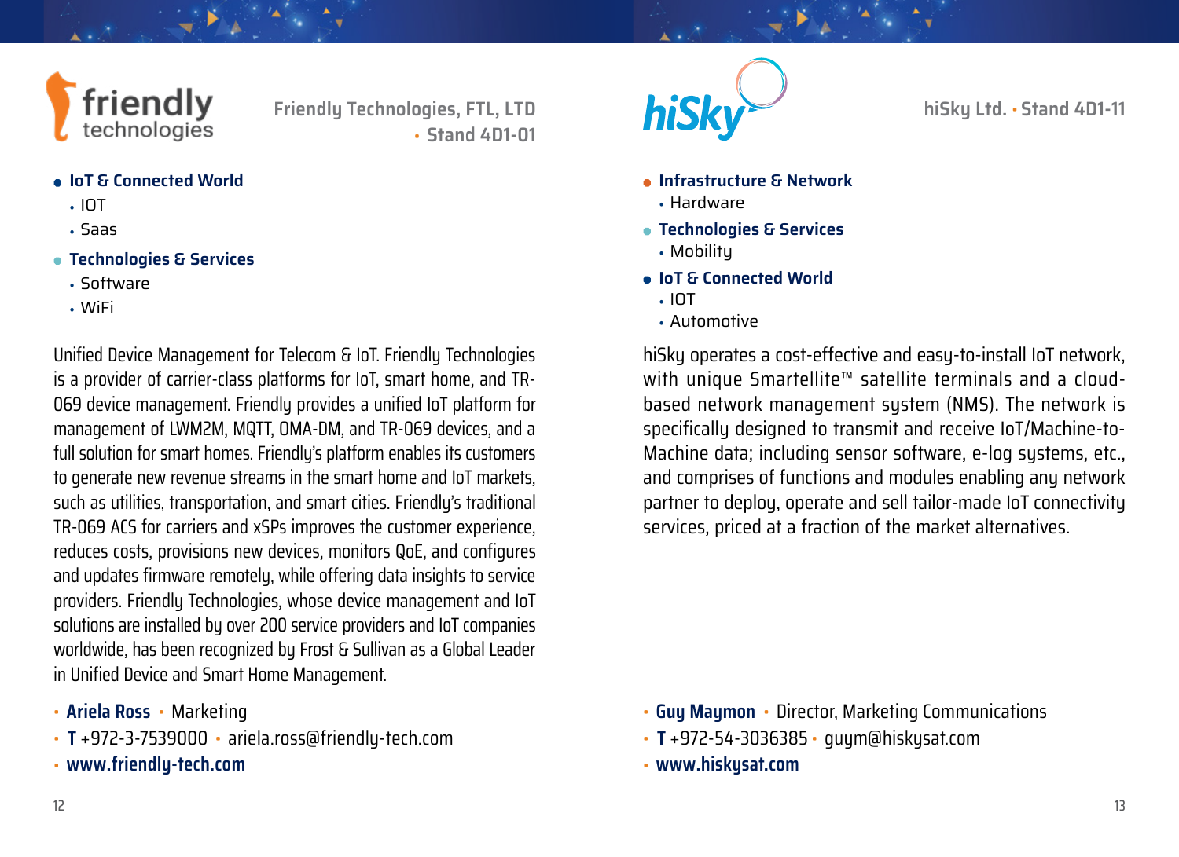## Friendly Technologies, FTL, LTD • Stand 4D1-01

- **IoT & Connected World**
  - IOT
  - Saas
- **Technologies & Services**
  - Software
  - WiFi

Unified Device Management for Telecom & IoT. Friendly Technologies is a provider of carrier-class platforms for IoT, smart home, and TR-069 device management. Friendly provides a unified IoT platform for management of LWM2M, MQTT, OMA-DM, and TR-069 devices, and a full solution for smart homes. Friendly's platform enables its customers to generate new revenue streams in the smart home and IoT markets, such as utilities, transportation, and smart cities. Friendly's traditional TR-069 ACS for carriers and xSPs improves the customer experience, reduces costs, provisions new devices, monitors QoE, and configures and updates firmware remotely, while offering data insights to service providers. Friendly Technologies, whose device management and IoT solutions are installed by over 200 service providers and IoT companies worldwide, has been recognized by Frost & Sullivan as a Global Leader in Unified Device and Smart Home Management.

- **Ariela Ross** • Marketing
- **T** +972-3-7539000 • ariela.ross@friendly-tech.com
- **www.friendly-tech.com**

## hiSky Ltd. • Stand 4D1-11

- **Infrastructure & Network**
  - Hardware
- **Technologies & Services**
  - Mobility
- **IoT & Connected World**
  - IOT
  - Automotive

hiSky operates a cost-effective and easy-to-install IoT network, with unique Smartellite™ satellite terminals and a cloud-based network management system (NMS). The network is specifically designed to transmit and receive IoT/Machine-to-Machine data; including sensor software, e-log systems, etc., and comprises of functions and modules enabling any network partner to deploy, operate and sell tailor-made IoT connectivity services, priced at a fraction of the market alternatives.

- **Guy Maymon** • Director, Marketing Communications
- **T** +972-54-3036385 • guym@hiskysat.com
- **www.hiskysat.com**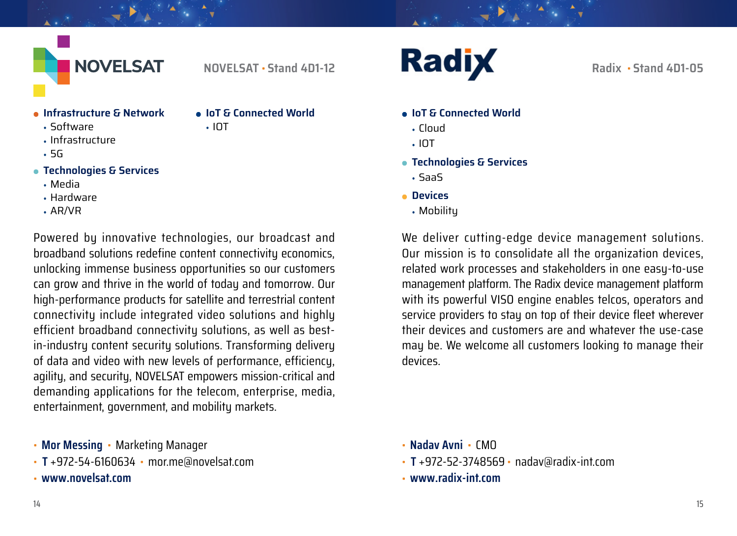## NOVELSAT · Stand 4D1-12

- **Infrastructure & Network**
  - Software
  - Infrastructure
  - 5G
- **Technologies & Services**
  - Media
  - Hardware
  - AR/VR
- **IoT & Connected World**
  - IOT

Powered by innovative technologies, our broadcast and broadband solutions redefine content connectivity economics, unlocking immense business opportunities so our customers can grow and thrive in the world of today and tomorrow. Our high-performance products for satellite and terrestrial content connectivity include integrated video solutions and highly efficient broadband connectivity solutions, as well as best-in-industry content security solutions. Transforming delivery of data and video with new levels of performance, efficiency, agility, and security, NOVELSAT empowers mission-critical and demanding applications for the telecom, enterprise, media, entertainment, government, and mobility markets.

- **Mor Messing** · Marketing Manager
- **T** +972-54-6160634 · mor.me@novelsat.com
- **www.novelsat.com**

## Radix · Stand 4D1-05

- **IoT & Connected World**
  - Cloud
  - IOT
- **Technologies & Services**
  - SaaS
- **Devices**
  - Mobility

We deliver cutting-edge device management solutions. Our mission is to consolidate all the organization devices, related work processes and stakeholders in one easy-to-use management platform. The Radix device management platform with its powerful VISO engine enables telcos, operators and service providers to stay on top of their device fleet wherever their devices and customers are and whatever the use-case may be. We welcome all customers looking to manage their devices.

- **Nadav Avni** · CMO
- **T** +972-52-3748569 · nadav@radix-int.com
- **www.radix-int.com**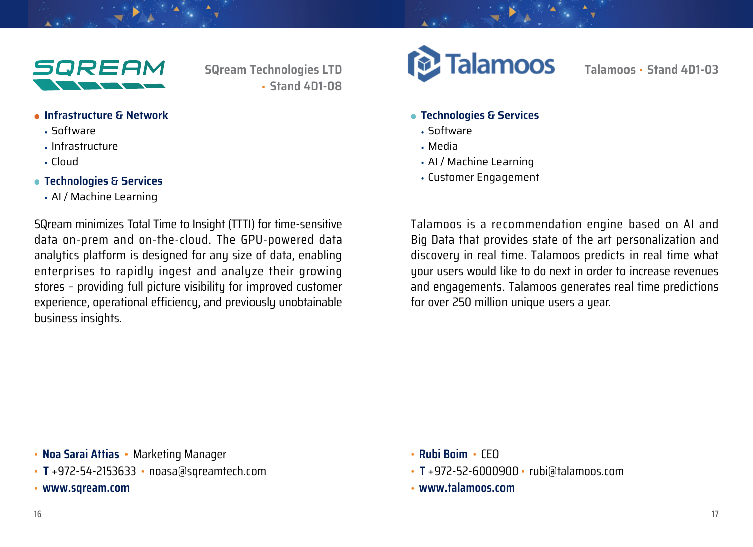## SQream Technologies LTD · Stand 4D1-08

- **Infrastructure & Network**
  - Software
  - Infrastructure
  - Cloud
- **Technologies & Services**
  - AI / Machine Learning

SQream minimizes Total Time to Insight (TTTI) for time-sensitive data on-prem and on-the-cloud. The GPU-powered data analytics platform is designed for any size of data, enabling enterprises to rapidly ingest and analyze their growing stores – providing full picture visibility for improved customer experience, operational efficiency, and previously unobtainable business insights.

- **Noa Sarai Attias** · Marketing Manager
- **T** +972-54-2153633 · noasa@sqreamtech.com
- **www.sqream.com**

## Talamoos · Stand 4D1-03

- **Technologies & Services**
  - Software
  - Media
  - AI / Machine Learning
  - Customer Engagement

Talamoos is a recommendation engine based on AI and Big Data that provides state of the art personalization and discovery in real time. Talamoos predicts in real time what your users would like to do next in order to increase revenues and engagements. Talamoos generates real time predictions for over 250 million unique users a year.

- **Rubi Boim** · CEO
- **T** +972-52-6000900 · rubi@talamoos.com
- **www.talamoos.com**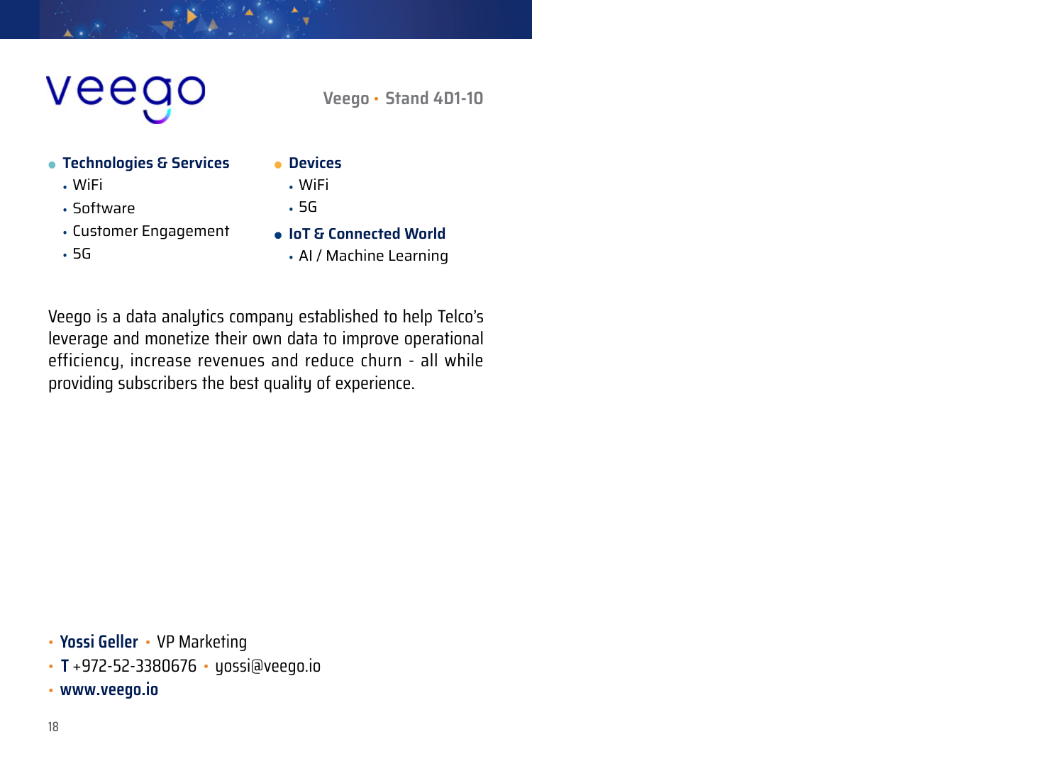# veego

Veego · Stand 4D1-10

- **Technologies & Services**
  - WiFi
  - Software
  - Customer Engagement
  - 5G
- **Devices**
  - WiFi
  - 5G
- **IoT & Connected World**
  - AI / Machine Learning

Veego is a data analytics company established to help Telco's leverage and monetize their own data to improve operational efficiency, increase revenues and reduce churn - all while providing subscribers the best quality of experience.

- **Yossi Geller** · VP Marketing
- **T** +972-52-3380676 · yossi@veego.io
- **www.veego.io**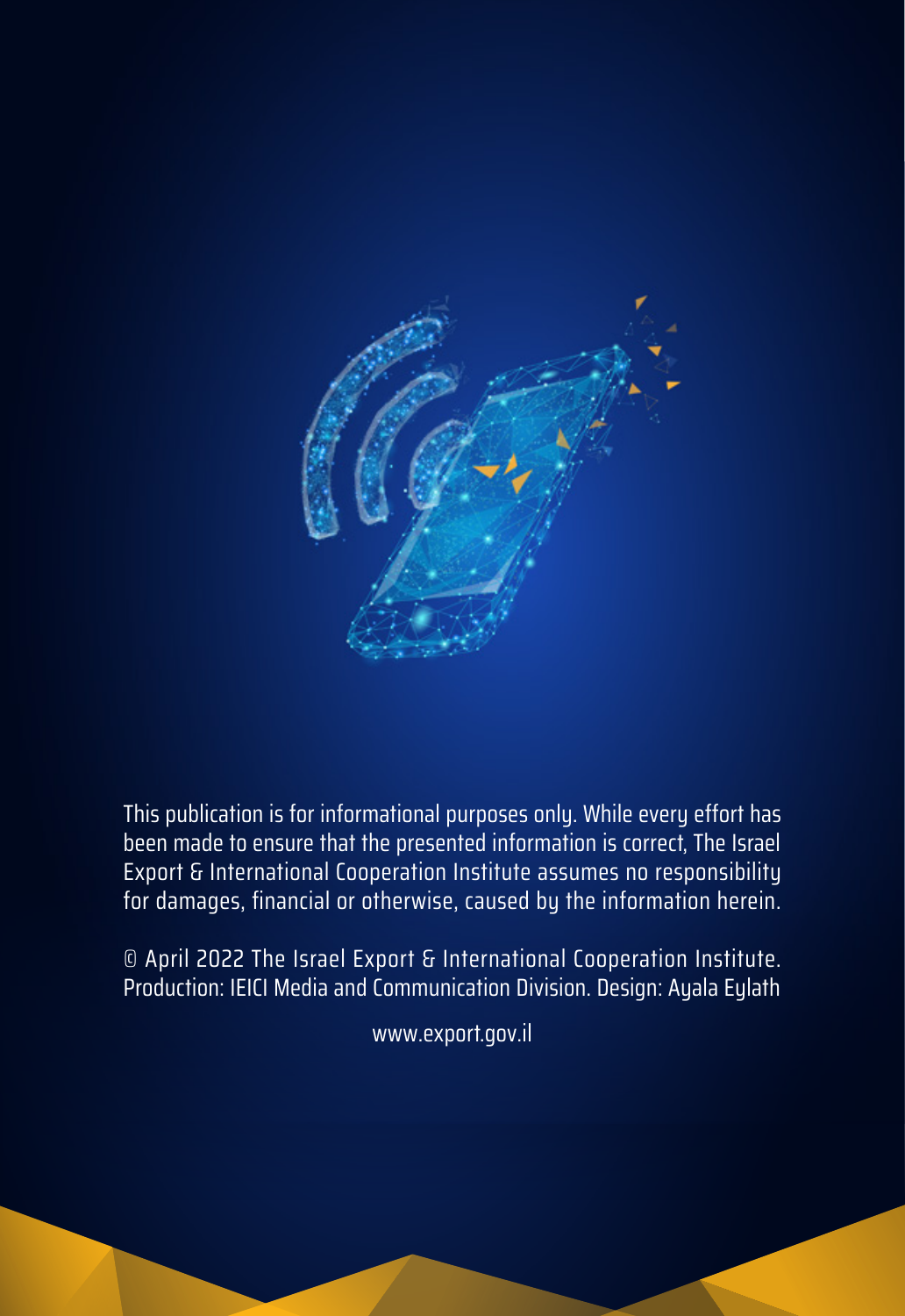This publication is for informational purposes only. While every effort has been made to ensure that the presented information is correct, The Israel Export & International Cooperation Institute assumes no responsibility for damages, financial or otherwise, caused by the information herein.

© April 2022 The Israel Export & International Cooperation Institute. Production: IEICI Media and Communication Division. Design: Ayala Eylath

www.export.gov.il